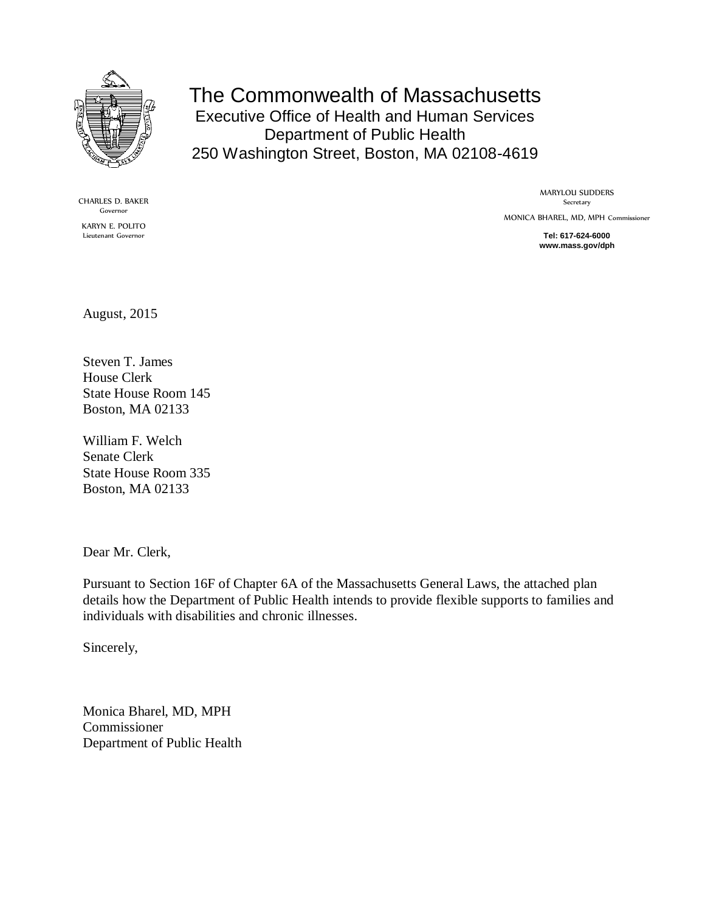# The Commonwealth of Massachusetts

Executive Office of Health and Human Services
Department of Public Health
250 Washington Street, Boston, MA 02108-4619

CHARLES D. BAKER
Governor

KARYN E. POLITO
Lieutenant Governor

MARYLOU SUDDERS
Secretary

MONICA BHAREL, MD, MPH Commissioner

**Tel: 617-624-6000**
**www.mass.gov/dph**

August, 2015

Steven T. James
House Clerk
State House Room 145
Boston, MA 02133

William F. Welch
Senate Clerk
State House Room 335
Boston, MA 02133

Dear Mr. Clerk,

Pursuant to Section 16F of Chapter 6A of the Massachusetts General Laws, the attached plan details how the Department of Public Health intends to provide flexible supports to families and individuals with disabilities and chronic illnesses.

Sincerely,

Monica Bharel, MD, MPH
Commissioner
Department of Public Health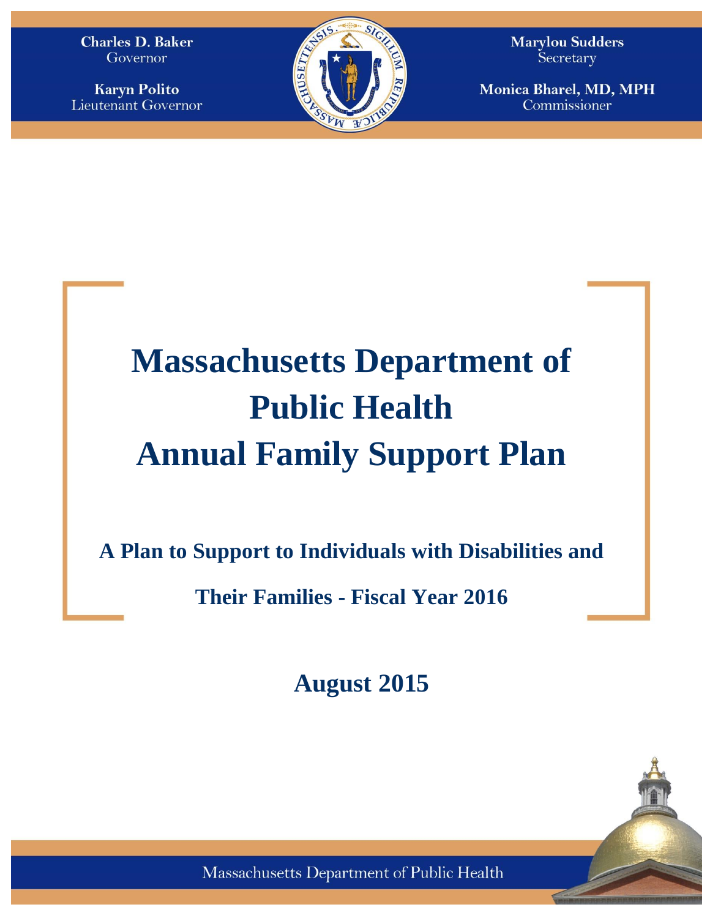Charles D. Baker
Governor

Karyn Polito
Lieutenant Governor

Marylou Sudders
Secretary

Monica Bharel, MD, MPH
Commissioner

# Massachusetts Department of Public Health Annual Family Support Plan

## A Plan to Support to Individuals with Disabilities and Their Families - Fiscal Year 2016

## August 2015

Massachusetts Department of Public Health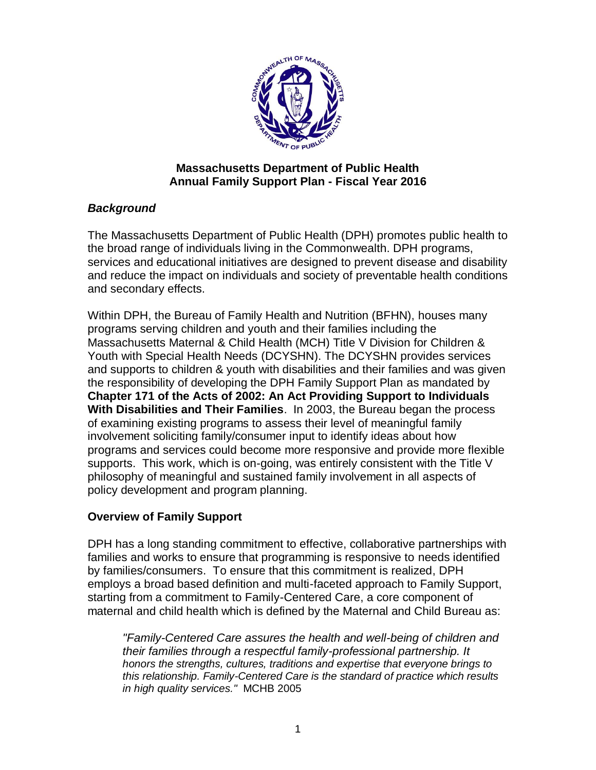**Massachusetts Department of Public Health**
**Annual Family Support Plan - Fiscal Year 2016**

## *Background*

The Massachusetts Department of Public Health (DPH) promotes public health to the broad range of individuals living in the Commonwealth. DPH programs, services and educational initiatives are designed to prevent disease and disability and reduce the impact on individuals and society of preventable health conditions and secondary effects.

Within DPH, the Bureau of Family Health and Nutrition (BFHN), houses many programs serving children and youth and their families including the Massachusetts Maternal & Child Health (MCH) Title V Division for Children & Youth with Special Health Needs (DCYSHN). The DCYSHN provides services and supports to children & youth with disabilities and their families and was given the responsibility of developing the DPH Family Support Plan as mandated by **Chapter 171 of the Acts of 2002: An Act Providing Support to Individuals With Disabilities and Their Families**. In 2003, the Bureau began the process of examining existing programs to assess their level of meaningful family involvement soliciting family/consumer input to identify ideas about how programs and services could become more responsive and provide more flexible supports. This work, which is on-going, was entirely consistent with the Title V philosophy of meaningful and sustained family involvement in all aspects of policy development and program planning.

## Overview of Family Support

DPH has a long standing commitment to effective, collaborative partnerships with families and works to ensure that programming is responsive to needs identified by families/consumers. To ensure that this commitment is realized, DPH employs a broad based definition and multi-faceted approach to Family Support, starting from a commitment to Family-Centered Care, a core component of maternal and child health which is defined by the Maternal and Child Bureau as:

> *"Family-Centered Care assures the health and well-being of children and their families through a respectful family-professional partnership. It honors the strengths, cultures, traditions and expertise that everyone brings to this relationship. Family-Centered Care is the standard of practice which results in high quality services."* MCHB 2005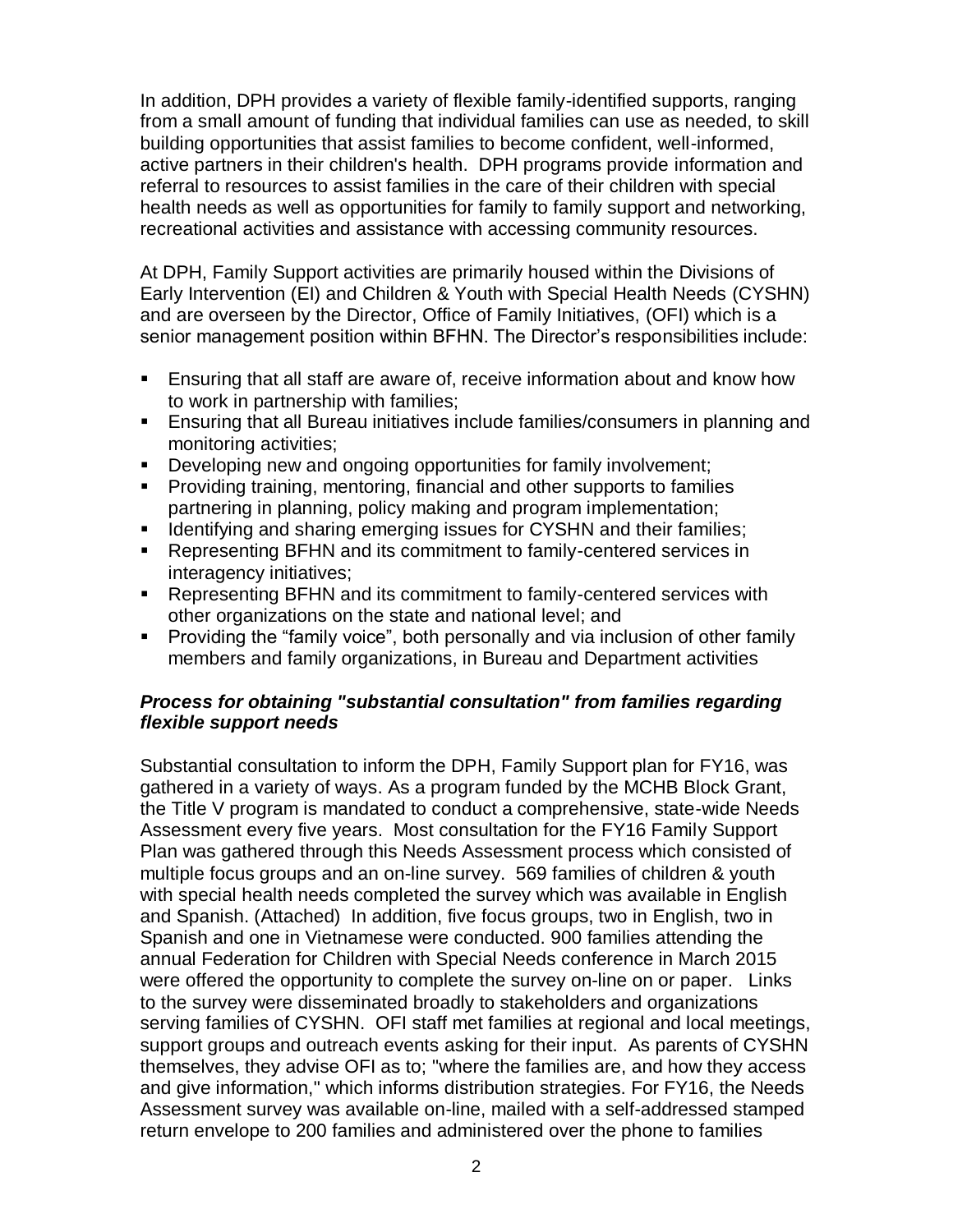In addition, DPH provides a variety of flexible family-identified supports, ranging from a small amount of funding that individual families can use as needed, to skill building opportunities that assist families to become confident, well-informed, active partners in their children's health. DPH programs provide information and referral to resources to assist families in the care of their children with special health needs as well as opportunities for family to family support and networking, recreational activities and assistance with accessing community resources.

At DPH, Family Support activities are primarily housed within the Divisions of Early Intervention (EI) and Children & Youth with Special Health Needs (CYSHN) and are overseen by the Director, Office of Family Initiatives, (OFI) which is a senior management position within BFHN. The Director's responsibilities include:

- Ensuring that all staff are aware of, receive information about and know how to work in partnership with families;
- Ensuring that all Bureau initiatives include families/consumers in planning and monitoring activities;
- Developing new and ongoing opportunities for family involvement;
- Providing training, mentoring, financial and other supports to families partnering in planning, policy making and program implementation;
- Identifying and sharing emerging issues for CYSHN and their families;
- Representing BFHN and its commitment to family-centered services in interagency initiatives;
- Representing BFHN and its commitment to family-centered services with other organizations on the state and national level; and
- Providing the "family voice", both personally and via inclusion of other family members and family organizations, in Bureau and Department activities

### *Process for obtaining "substantial consultation" from families regarding flexible support needs*

Substantial consultation to inform the DPH, Family Support plan for FY16, was gathered in a variety of ways. As a program funded by the MCHB Block Grant, the Title V program is mandated to conduct a comprehensive, state-wide Needs Assessment every five years. Most consultation for the FY16 Family Support Plan was gathered through this Needs Assessment process which consisted of multiple focus groups and an on-line survey. 569 families of children & youth with special health needs completed the survey which was available in English and Spanish. (Attached) In addition, five focus groups, two in English, two in Spanish and one in Vietnamese were conducted. 900 families attending the annual Federation for Children with Special Needs conference in March 2015 were offered the opportunity to complete the survey on-line on or paper. Links to the survey were disseminated broadly to stakeholders and organizations serving families of CYSHN. OFI staff met families at regional and local meetings, support groups and outreach events asking for their input. As parents of CYSHN themselves, they advise OFI as to; "where the families are, and how they access and give information," which informs distribution strategies. For FY16, the Needs Assessment survey was available on-line, mailed with a self-addressed stamped return envelope to 200 families and administered over the phone to families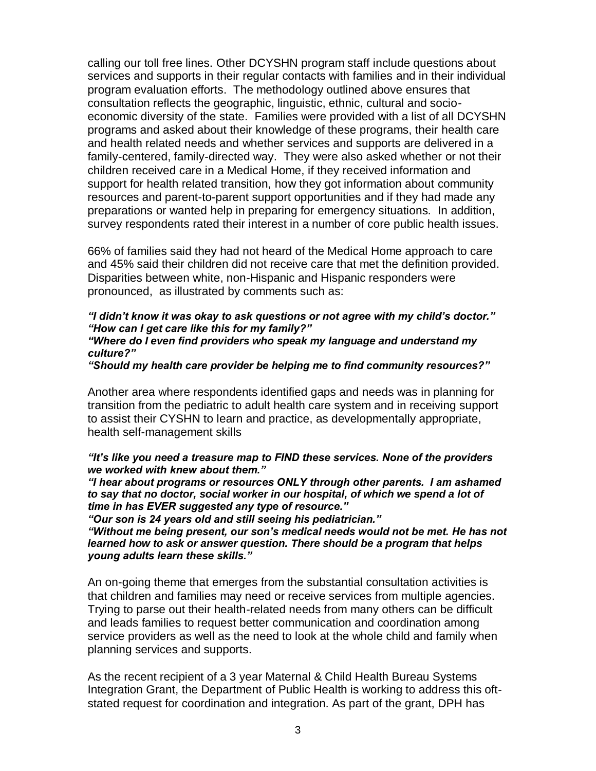calling our toll free lines. Other DCYSHN program staff include questions about services and supports in their regular contacts with families and in their individual program evaluation efforts. The methodology outlined above ensures that consultation reflects the geographic, linguistic, ethnic, cultural and socio-economic diversity of the state. Families were provided with a list of all DCYSHN programs and asked about their knowledge of these programs, their health care and health related needs and whether services and supports are delivered in a family-centered, family-directed way. They were also asked whether or not their children received care in a Medical Home, if they received information and support for health related transition, how they got information about community resources and parent-to-parent support opportunities and if they had made any preparations or wanted help in preparing for emergency situations. In addition, survey respondents rated their interest in a number of core public health issues.

66% of families said they had not heard of the Medical Home approach to care and 45% said their children did not receive care that met the definition provided. Disparities between white, non-Hispanic and Hispanic responders were pronounced, as illustrated by comments such as:

***"I didn't know it was okay to ask questions or not agree with my child's doctor."***
***"How can I get care like this for my family?"***
***"Where do I even find providers who speak my language and understand my culture?"***
***"Should my health care provider be helping me to find community resources?"***

Another area where respondents identified gaps and needs was in planning for transition from the pediatric to adult health care system and in receiving support to assist their CYSHN to learn and practice, as developmentally appropriate, health self-management skills

***"It's like you need a treasure map to FIND these services. None of the providers we worked with knew about them."***
***"I hear about programs or resources ONLY through other parents. I am ashamed to say that no doctor, social worker in our hospital, of which we spend a lot of time in has EVER suggested any type of resource."***
***"Our son is 24 years old and still seeing his pediatrician."***
***"Without me being present, our son's medical needs would not be met. He has not learned how to ask or answer question. There should be a program that helps young adults learn these skills."***

An on-going theme that emerges from the substantial consultation activities is that children and families may need or receive services from multiple agencies. Trying to parse out their health-related needs from many others can be difficult and leads families to request better communication and coordination among service providers as well as the need to look at the whole child and family when planning services and supports.

As the recent recipient of a 3 year Maternal & Child Health Bureau Systems Integration Grant, the Department of Public Health is working to address this oft-stated request for coordination and integration. As part of the grant, DPH has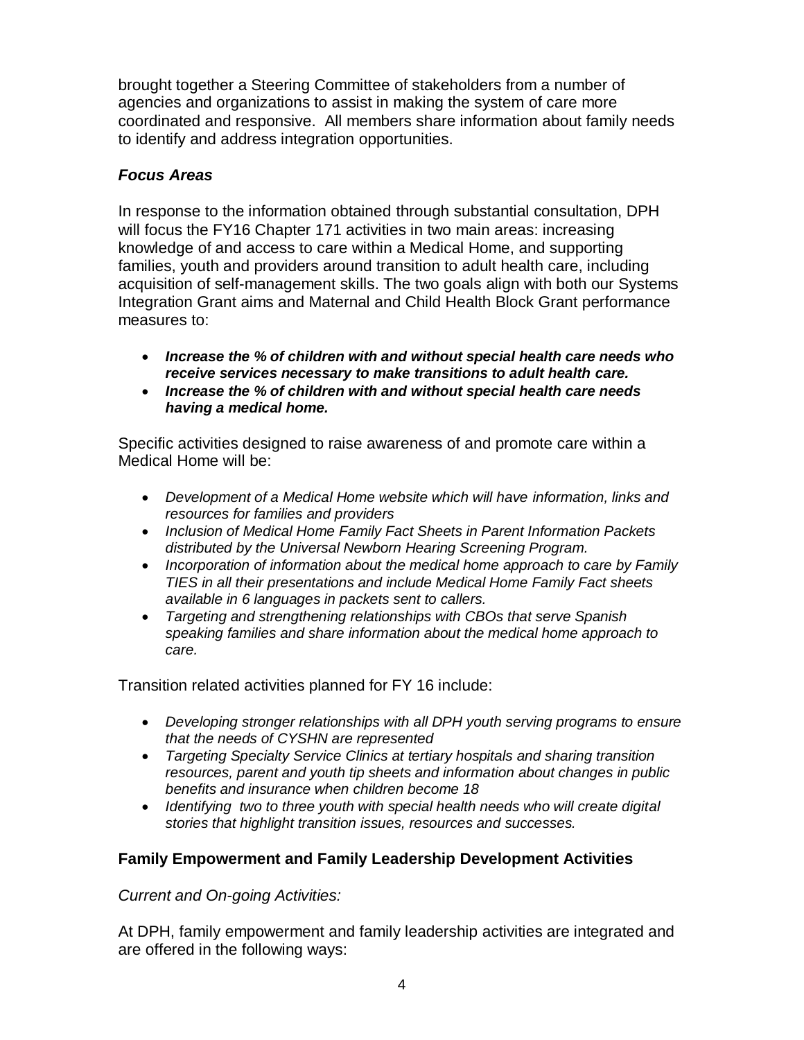brought together a Steering Committee of stakeholders from a number of agencies and organizations to assist in making the system of care more coordinated and responsive. All members share information about family needs to identify and address integration opportunities.

### *Focus Areas*

In response to the information obtained through substantial consultation, DPH will focus the FY16 Chapter 171 activities in two main areas: increasing knowledge of and access to care within a Medical Home, and supporting families, youth and providers around transition to adult health care, including acquisition of self-management skills. The two goals align with both our Systems Integration Grant aims and Maternal and Child Health Block Grant performance measures to:

- ***Increase the % of children with and without special health care needs who receive services necessary to make transitions to adult health care.***
- ***Increase the % of children with and without special health care needs having a medical home.***

Specific activities designed to raise awareness of and promote care within a Medical Home will be:

- *Development of a Medical Home website which will have information, links and resources for families and providers*
- *Inclusion of Medical Home Family Fact Sheets in Parent Information Packets distributed by the Universal Newborn Hearing Screening Program.*
- *Incorporation of information about the medical home approach to care by Family TIES in all their presentations and include Medical Home Family Fact sheets available in 6 languages in packets sent to callers.*
- *Targeting and strengthening relationships with CBOs that serve Spanish speaking families and share information about the medical home approach to care.*

Transition related activities planned for FY 16 include:

- *Developing stronger relationships with all DPH youth serving programs to ensure that the needs of CYSHN are represented*
- *Targeting Specialty Service Clinics at tertiary hospitals and sharing transition resources, parent and youth tip sheets and information about changes in public benefits and insurance when children become 18*
- *Identifying two to three youth with special health needs who will create digital stories that highlight transition issues, resources and successes.*

### **Family Empowerment and Family Leadership Development Activities**

*Current and On-going Activities:*

At DPH, family empowerment and family leadership activities are integrated and are offered in the following ways: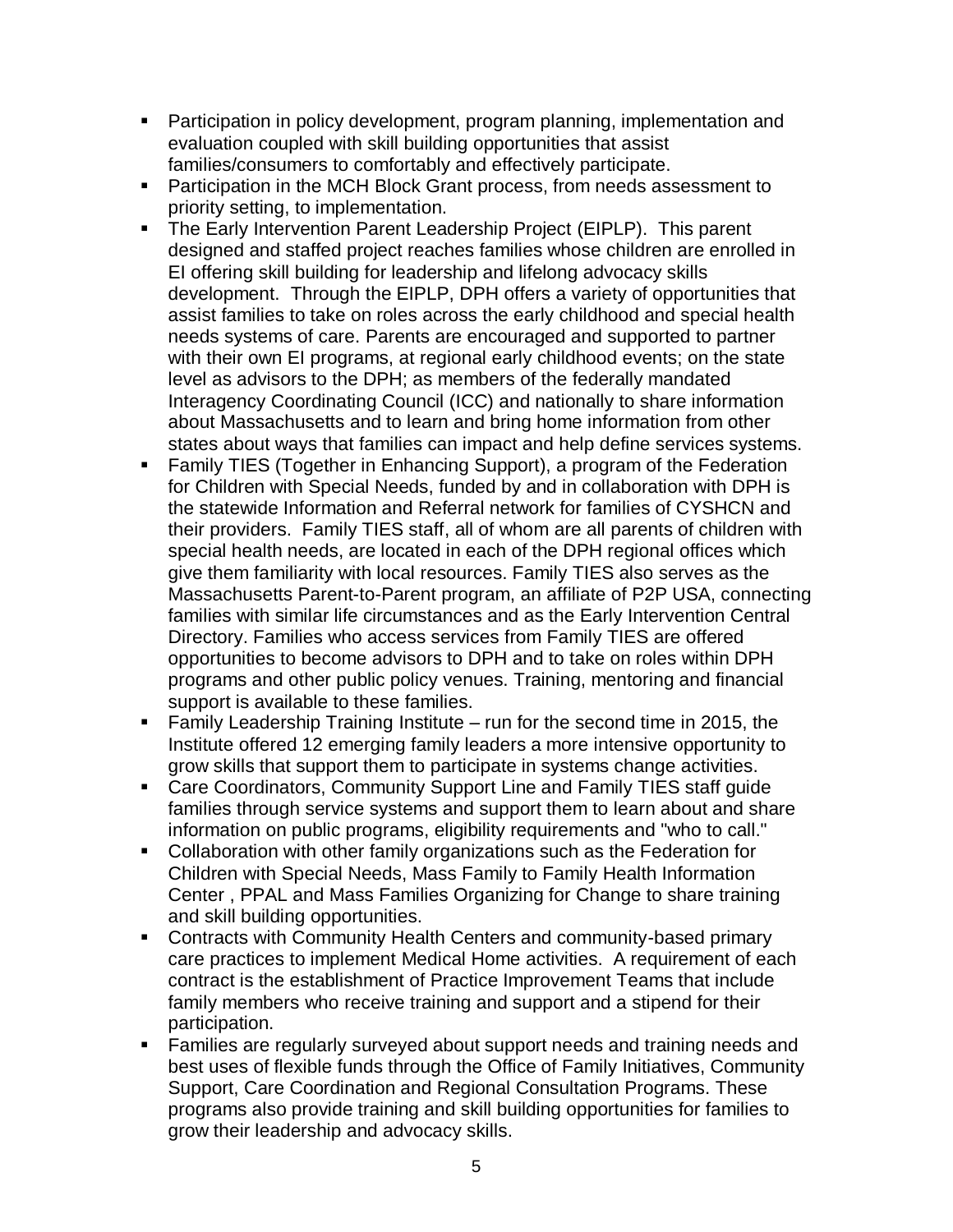- Participation in policy development, program planning, implementation and evaluation coupled with skill building opportunities that assist families/consumers to comfortably and effectively participate.
- Participation in the MCH Block Grant process, from needs assessment to priority setting, to implementation.
- The Early Intervention Parent Leadership Project (EIPLP). This parent designed and staffed project reaches families whose children are enrolled in EI offering skill building for leadership and lifelong advocacy skills development. Through the EIPLP, DPH offers a variety of opportunities that assist families to take on roles across the early childhood and special health needs systems of care. Parents are encouraged and supported to partner with their own EI programs, at regional early childhood events; on the state level as advisors to the DPH; as members of the federally mandated Interagency Coordinating Council (ICC) and nationally to share information about Massachusetts and to learn and bring home information from other states about ways that families can impact and help define services systems.
- Family TIES (Together in Enhancing Support), a program of the Federation for Children with Special Needs, funded by and in collaboration with DPH is the statewide Information and Referral network for families of CYSHCN and their providers. Family TIES staff, all of whom are all parents of children with special health needs, are located in each of the DPH regional offices which give them familiarity with local resources. Family TIES also serves as the Massachusetts Parent-to-Parent program, an affiliate of P2P USA, connecting families with similar life circumstances and as the Early Intervention Central Directory. Families who access services from Family TIES are offered opportunities to become advisors to DPH and to take on roles within DPH programs and other public policy venues. Training, mentoring and financial support is available to these families.
- Family Leadership Training Institute – run for the second time in 2015, the Institute offered 12 emerging family leaders a more intensive opportunity to grow skills that support them to participate in systems change activities.
- Care Coordinators, Community Support Line and Family TIES staff guide families through service systems and support them to learn about and share information on public programs, eligibility requirements and "who to call."
- Collaboration with other family organizations such as the Federation for Children with Special Needs, Mass Family to Family Health Information Center , PPAL and Mass Families Organizing for Change to share training and skill building opportunities.
- Contracts with Community Health Centers and community-based primary care practices to implement Medical Home activities. A requirement of each contract is the establishment of Practice Improvement Teams that include family members who receive training and support and a stipend for their participation.
- Families are regularly surveyed about support needs and training needs and best uses of flexible funds through the Office of Family Initiatives, Community Support, Care Coordination and Regional Consultation Programs. These programs also provide training and skill building opportunities for families to grow their leadership and advocacy skills.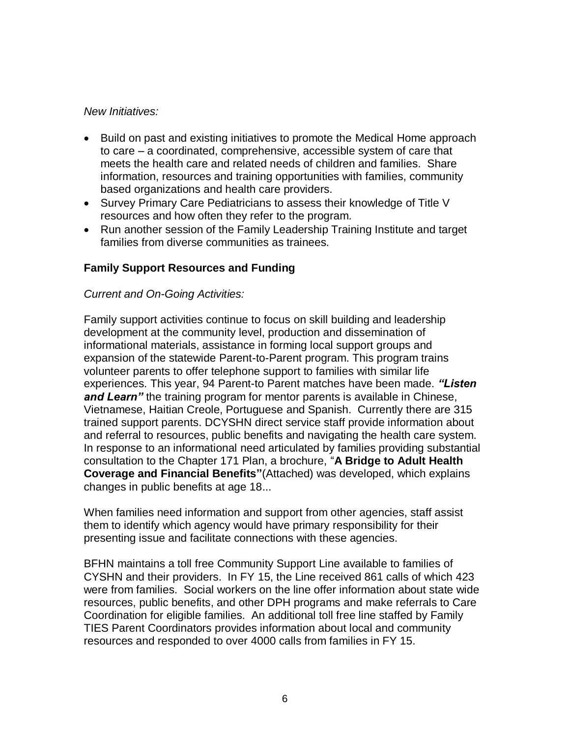*New Initiatives:*

- Build on past and existing initiatives to promote the Medical Home approach to care – a coordinated, comprehensive, accessible system of care that meets the health care and related needs of children and families. Share information, resources and training opportunities with families, community based organizations and health care providers.
- Survey Primary Care Pediatricians to assess their knowledge of Title V resources and how often they refer to the program.
- Run another session of the Family Leadership Training Institute and target families from diverse communities as trainees.

**Family Support Resources and Funding**

*Current and On-Going Activities:*

Family support activities continue to focus on skill building and leadership development at the community level, production and dissemination of informational materials, assistance in forming local support groups and expansion of the statewide Parent-to-Parent program. This program trains volunteer parents to offer telephone support to families with similar life experiences. This year, 94 Parent-to Parent matches have been made. ***"Listen and Learn"*** the training program for mentor parents is available in Chinese, Vietnamese, Haitian Creole, Portuguese and Spanish. Currently there are 315 trained support parents. DCYSHN direct service staff provide information about and referral to resources, public benefits and navigating the health care system. In response to an informational need articulated by families providing substantial consultation to the Chapter 171 Plan, a brochure, "**A Bridge to Adult Health Coverage and Financial Benefits"**(Attached) was developed, which explains changes in public benefits at age 18...

When families need information and support from other agencies, staff assist them to identify which agency would have primary responsibility for their presenting issue and facilitate connections with these agencies.

BFHN maintains a toll free Community Support Line available to families of CYSHN and their providers. In FY 15, the Line received 861 calls of which 423 were from families. Social workers on the line offer information about state wide resources, public benefits, and other DPH programs and make referrals to Care Coordination for eligible families. An additional toll free line staffed by Family TIES Parent Coordinators provides information about local and community resources and responded to over 4000 calls from families in FY 15.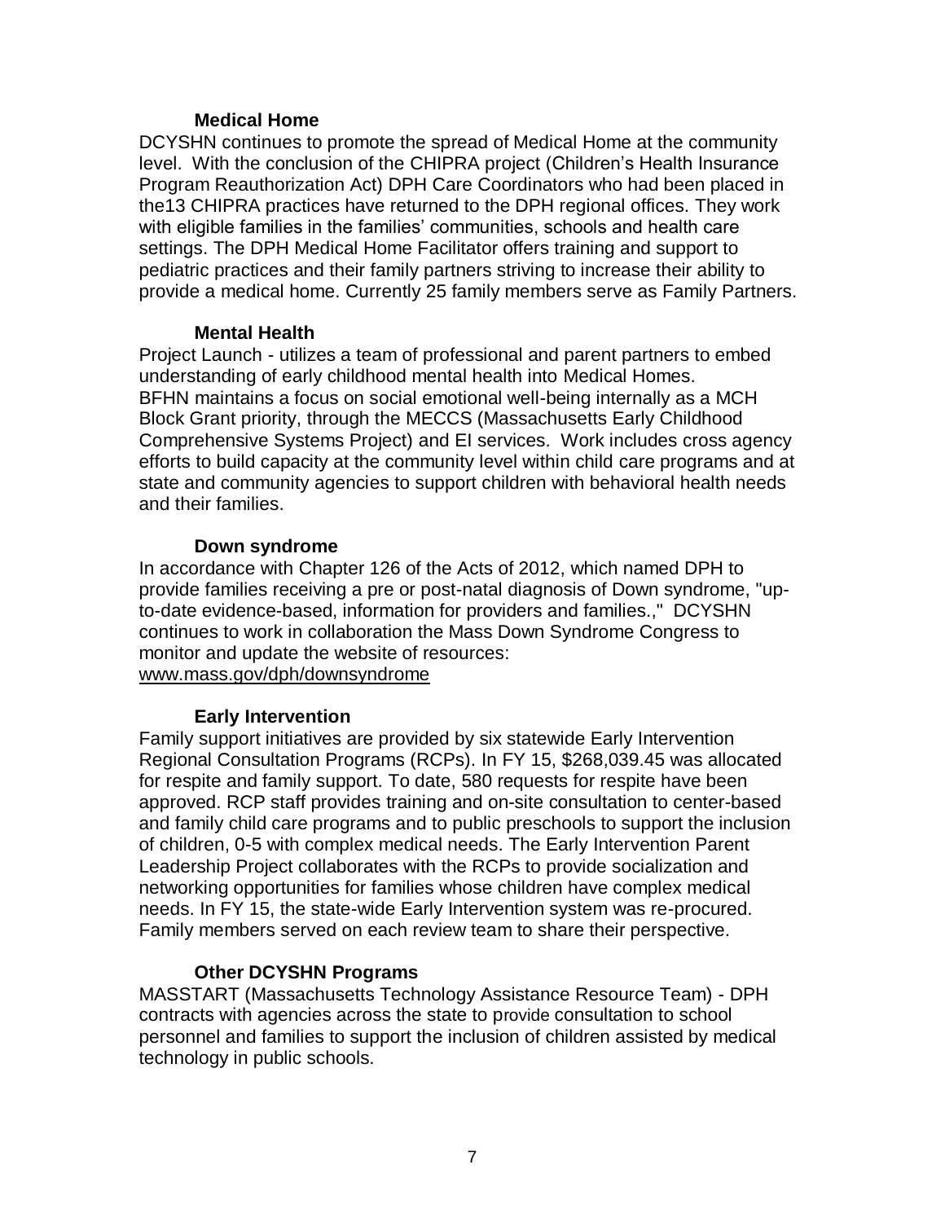### Medical Home

DCYSHN continues to promote the spread of Medical Home at the community level. With the conclusion of the CHIPRA project (Children's Health Insurance Program Reauthorization Act) DPH Care Coordinators who had been placed in the13 CHIPRA practices have returned to the DPH regional offices. They work with eligible families in the families' communities, schools and health care settings. The DPH Medical Home Facilitator offers training and support to pediatric practices and their family partners striving to increase their ability to provide a medical home. Currently 25 family members serve as Family Partners.

### Mental Health

Project Launch - utilizes a team of professional and parent partners to embed understanding of early childhood mental health into Medical Homes.
BFHN maintains a focus on social emotional well-being internally as a MCH Block Grant priority, through the MECCS (Massachusetts Early Childhood Comprehensive Systems Project) and EI services. Work includes cross agency efforts to build capacity at the community level within child care programs and at state and community agencies to support children with behavioral health needs and their families.

### Down syndrome

In accordance with Chapter 126 of the Acts of 2012, which named DPH to provide families receiving a pre or post-natal diagnosis of Down syndrome, "up-to-date evidence-based, information for providers and families.," DCYSHN continues to work in collaboration the Mass Down Syndrome Congress to monitor and update the website of resources:
www.mass.gov/dph/downsyndrome

### Early Intervention

Family support initiatives are provided by six statewide Early Intervention Regional Consultation Programs (RCPs). In FY 15, $268,039.45 was allocated for respite and family support. To date, 580 requests for respite have been approved. RCP staff provides training and on-site consultation to center-based and family child care programs and to public preschools to support the inclusion of children, 0-5 with complex medical needs. The Early Intervention Parent Leadership Project collaborates with the RCPs to provide socialization and networking opportunities for families whose children have complex medical needs. In FY 15, the state-wide Early Intervention system was re-procured. Family members served on each review team to share their perspective.

### Other DCYSHN Programs

MASSTART (Massachusetts Technology Assistance Resource Team) - DPH contracts with agencies across the state to provide consultation to school personnel and families to support the inclusion of children assisted by medical technology in public schools.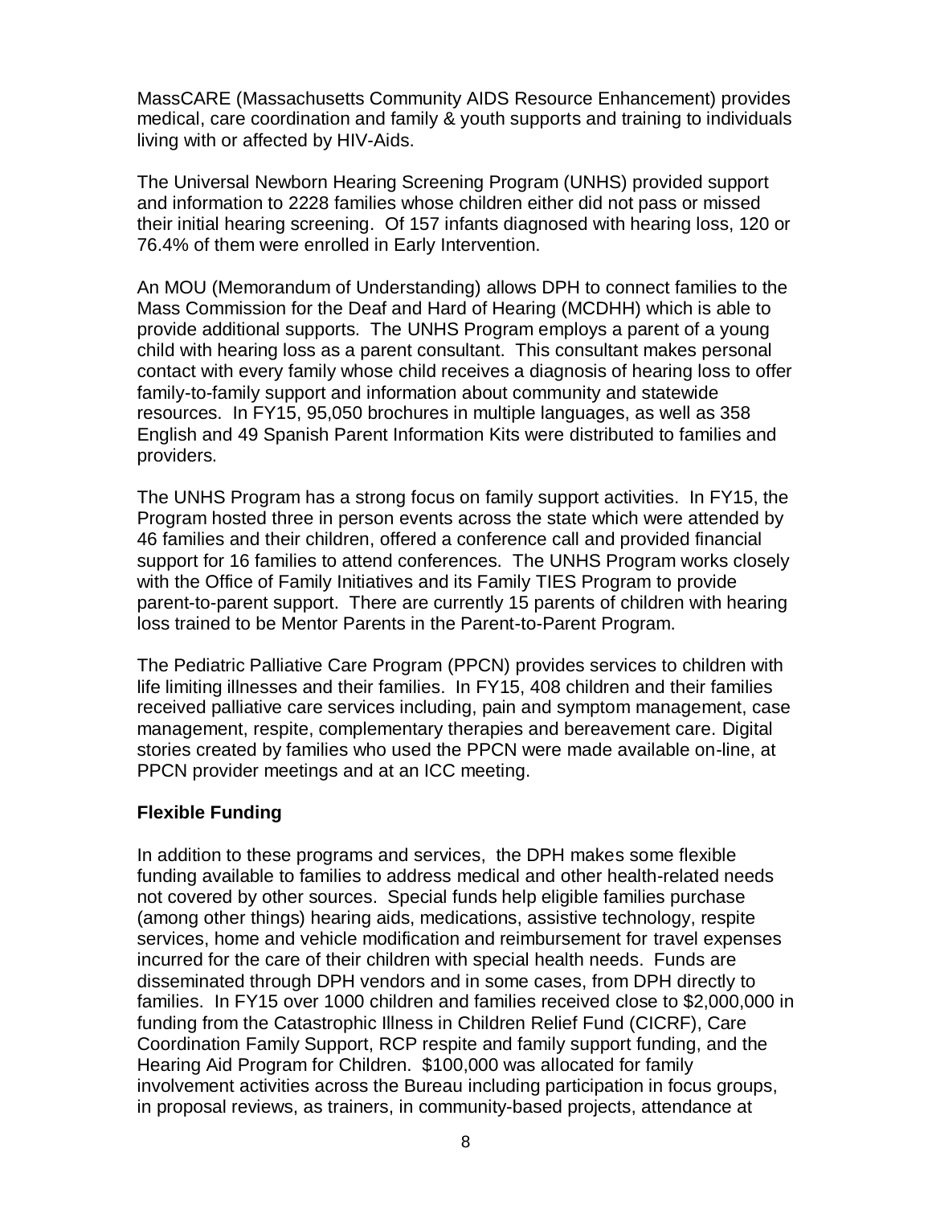MassCARE (Massachusetts Community AIDS Resource Enhancement) provides medical, care coordination and family & youth supports and training to individuals living with or affected by HIV-Aids.

The Universal Newborn Hearing Screening Program (UNHS) provided support and information to 2228 families whose children either did not pass or missed their initial hearing screening. Of 157 infants diagnosed with hearing loss, 120 or 76.4% of them were enrolled in Early Intervention.

An MOU (Memorandum of Understanding) allows DPH to connect families to the Mass Commission for the Deaf and Hard of Hearing (MCDHH) which is able to provide additional supports. The UNHS Program employs a parent of a young child with hearing loss as a parent consultant. This consultant makes personal contact with every family whose child receives a diagnosis of hearing loss to offer family-to-family support and information about community and statewide resources. In FY15, 95,050 brochures in multiple languages, as well as 358 English and 49 Spanish Parent Information Kits were distributed to families and providers.

The UNHS Program has a strong focus on family support activities. In FY15, the Program hosted three in person events across the state which were attended by 46 families and their children, offered a conference call and provided financial support for 16 families to attend conferences. The UNHS Program works closely with the Office of Family Initiatives and its Family TIES Program to provide parent-to-parent support. There are currently 15 parents of children with hearing loss trained to be Mentor Parents in the Parent-to-Parent Program.

The Pediatric Palliative Care Program (PPCN) provides services to children with life limiting illnesses and their families. In FY15, 408 children and their families received palliative care services including, pain and symptom management, case management, respite, complementary therapies and bereavement care. Digital stories created by families who used the PPCN were made available on-line, at PPCN provider meetings and at an ICC meeting.

### Flexible Funding

In addition to these programs and services, the DPH makes some flexible funding available to families to address medical and other health-related needs not covered by other sources. Special funds help eligible families purchase (among other things) hearing aids, medications, assistive technology, respite services, home and vehicle modification and reimbursement for travel expenses incurred for the care of their children with special health needs. Funds are disseminated through DPH vendors and in some cases, from DPH directly to families. In FY15 over 1000 children and families received close to $2,000,000 in funding from the Catastrophic Illness in Children Relief Fund (CICRF), Care Coordination Family Support, RCP respite and family support funding, and the Hearing Aid Program for Children. $100,000 was allocated for family involvement activities across the Bureau including participation in focus groups, in proposal reviews, as trainers, in community-based projects, attendance at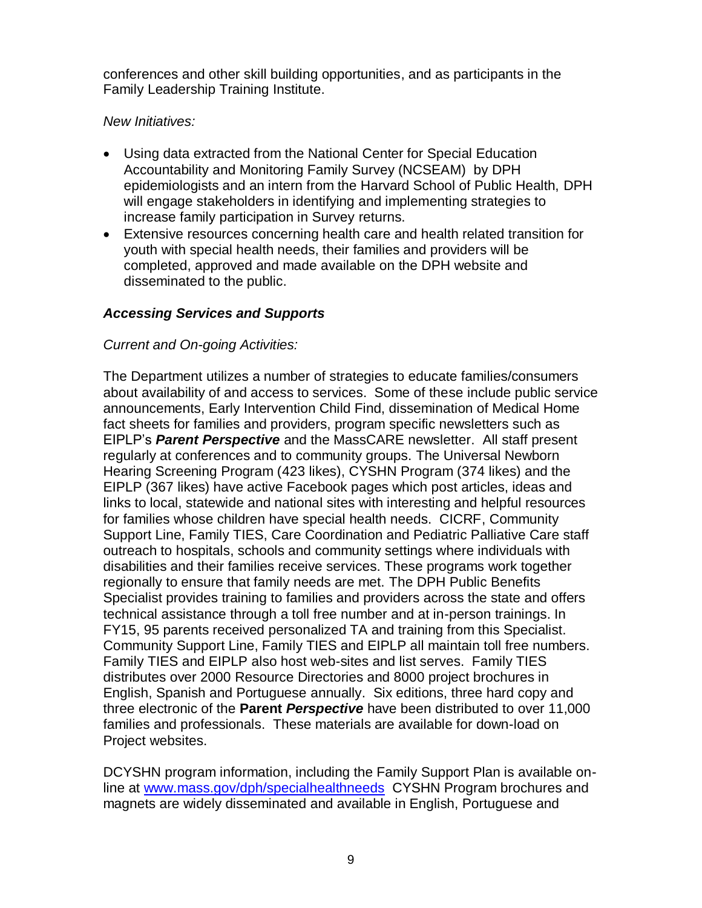conferences and other skill building opportunities, and as participants in the Family Leadership Training Institute.

*New Initiatives:*

- Using data extracted from the National Center for Special Education Accountability and Monitoring Family Survey (NCSEAM) by DPH epidemiologists and an intern from the Harvard School of Public Health, DPH will engage stakeholders in identifying and implementing strategies to increase family participation in Survey returns.
- Extensive resources concerning health care and health related transition for youth with special health needs, their families and providers will be completed, approved and made available on the DPH website and disseminated to the public.

***Accessing Services and Supports***

*Current and On-going Activities:*

The Department utilizes a number of strategies to educate families/consumers about availability of and access to services. Some of these include public service announcements, Early Intervention Child Find, dissemination of Medical Home fact sheets for families and providers, program specific newsletters such as EIPLP's ***Parent Perspective*** and the MassCARE newsletter. All staff present regularly at conferences and to community groups. The Universal Newborn Hearing Screening Program (423 likes), CYSHN Program (374 likes) and the EIPLP (367 likes) have active Facebook pages which post articles, ideas and links to local, statewide and national sites with interesting and helpful resources for families whose children have special health needs. CICRF, Community Support Line, Family TIES, Care Coordination and Pediatric Palliative Care staff outreach to hospitals, schools and community settings where individuals with disabilities and their families receive services. These programs work together regionally to ensure that family needs are met. The DPH Public Benefits Specialist provides training to families and providers across the state and offers technical assistance through a toll free number and at in-person trainings. In FY15, 95 parents received personalized TA and training from this Specialist. Community Support Line, Family TIES and EIPLP all maintain toll free numbers. Family TIES and EIPLP also host web-sites and list serves. Family TIES distributes over 2000 Resource Directories and 8000 project brochures in English, Spanish and Portuguese annually. Six editions, three hard copy and three electronic of the **Parent *Perspective*** have been distributed to over 11,000 families and professionals. These materials are available for down-load on Project websites.

DCYSHN program information, including the Family Support Plan is available on-line at [www.mass.gov/dph/specialhealthneeds](http://www.mass.gov/dph/specialhealthneeds) CYSHN Program brochures and magnets are widely disseminated and available in English, Portuguese and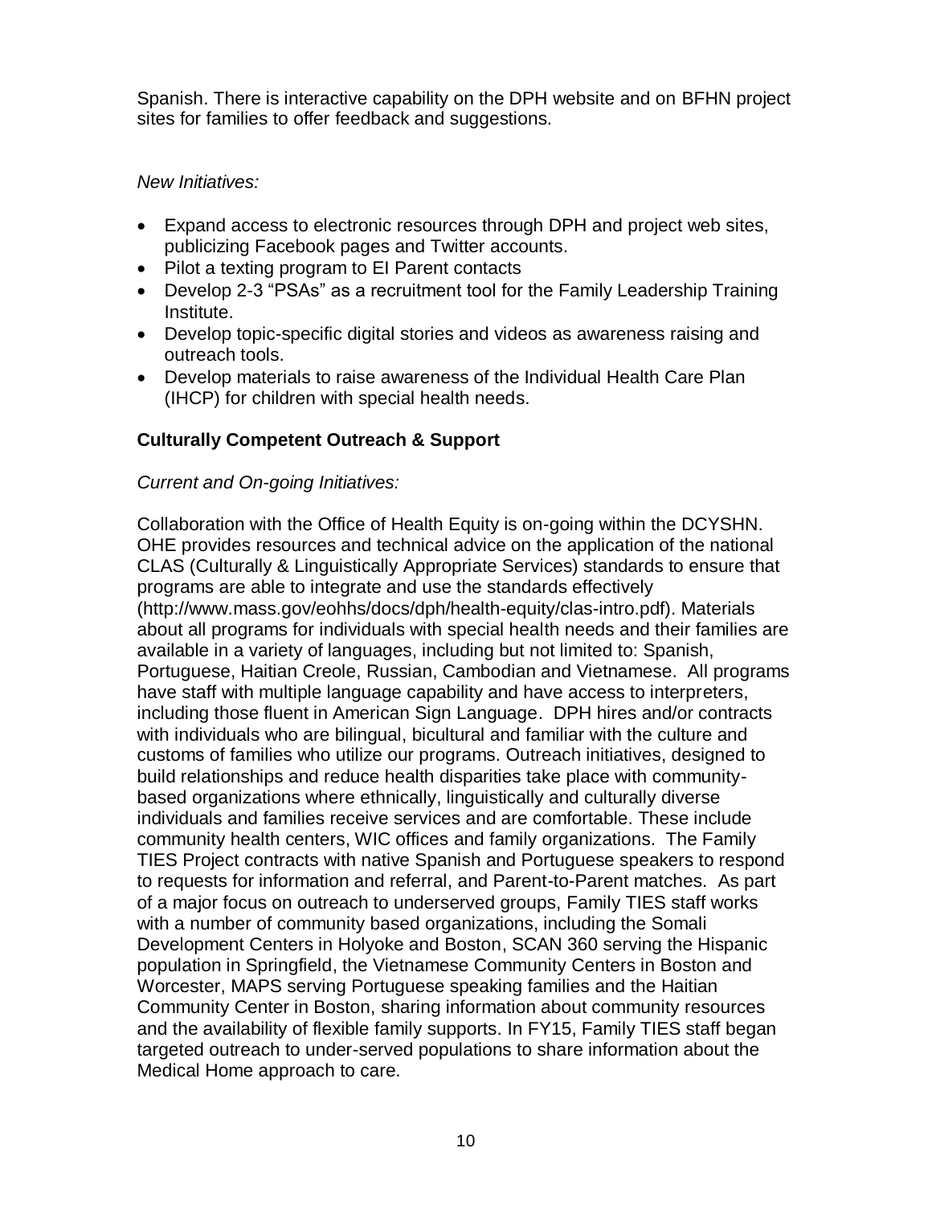Spanish. There is interactive capability on the DPH website and on BFHN project sites for families to offer feedback and suggestions.

*New Initiatives:*

- Expand access to electronic resources through DPH and project web sites, publicizing Facebook pages and Twitter accounts.
- Pilot a texting program to EI Parent contacts
- Develop 2-3 "PSAs" as a recruitment tool for the Family Leadership Training Institute.
- Develop topic-specific digital stories and videos as awareness raising and outreach tools.
- Develop materials to raise awareness of the Individual Health Care Plan (IHCP) for children with special health needs.

**Culturally Competent Outreach & Support**

*Current and On-going Initiatives:*

Collaboration with the Office of Health Equity is on-going within the DCYSHN. OHE provides resources and technical advice on the application of the national CLAS (Culturally & Linguistically Appropriate Services) standards to ensure that programs are able to integrate and use the standards effectively (http://www.mass.gov/eohhs/docs/dph/health-equity/clas-intro.pdf). Materials about all programs for individuals with special health needs and their families are available in a variety of languages, including but not limited to: Spanish, Portuguese, Haitian Creole, Russian, Cambodian and Vietnamese. All programs have staff with multiple language capability and have access to interpreters, including those fluent in American Sign Language. DPH hires and/or contracts with individuals who are bilingual, bicultural and familiar with the culture and customs of families who utilize our programs. Outreach initiatives, designed to build relationships and reduce health disparities take place with community-based organizations where ethnically, linguistically and culturally diverse individuals and families receive services and are comfortable. These include community health centers, WIC offices and family organizations. The Family TIES Project contracts with native Spanish and Portuguese speakers to respond to requests for information and referral, and Parent-to-Parent matches. As part of a major focus on outreach to underserved groups, Family TIES staff works with a number of community based organizations, including the Somali Development Centers in Holyoke and Boston, SCAN 360 serving the Hispanic population in Springfield, the Vietnamese Community Centers in Boston and Worcester, MAPS serving Portuguese speaking families and the Haitian Community Center in Boston, sharing information about community resources and the availability of flexible family supports. In FY15, Family TIES staff began targeted outreach to under-served populations to share information about the Medical Home approach to care.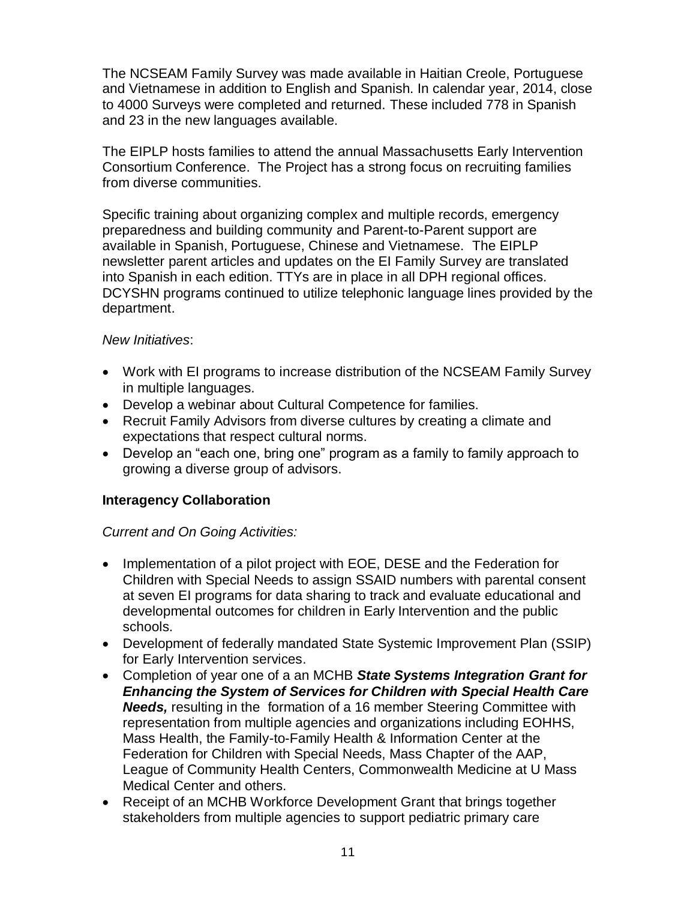The NCSEAM Family Survey was made available in Haitian Creole, Portuguese and Vietnamese in addition to English and Spanish. In calendar year, 2014, close to 4000 Surveys were completed and returned. These included 778 in Spanish and 23 in the new languages available.

The EIPLP hosts families to attend the annual Massachusetts Early Intervention Consortium Conference. The Project has a strong focus on recruiting families from diverse communities.

Specific training about organizing complex and multiple records, emergency preparedness and building community and Parent-to-Parent support are available in Spanish, Portuguese, Chinese and Vietnamese. The EIPLP newsletter parent articles and updates on the EI Family Survey are translated into Spanish in each edition. TTYs are in place in all DPH regional offices. DCYSHN programs continued to utilize telephonic language lines provided by the department.

*New Initiatives*:

- Work with EI programs to increase distribution of the NCSEAM Family Survey in multiple languages.
- Develop a webinar about Cultural Competence for families.
- Recruit Family Advisors from diverse cultures by creating a climate and expectations that respect cultural norms.
- Develop an "each one, bring one" program as a family to family approach to growing a diverse group of advisors.

**Interagency Collaboration**

*Current and On Going Activities:*

- Implementation of a pilot project with EOE, DESE and the Federation for Children with Special Needs to assign SSAID numbers with parental consent at seven EI programs for data sharing to track and evaluate educational and developmental outcomes for children in Early Intervention and the public schools.
- Development of federally mandated State Systemic Improvement Plan (SSIP) for Early Intervention services.
- Completion of year one of a an MCHB ***State Systems Integration Grant for Enhancing the System of Services for Children with Special Health Care Needs,*** resulting in the formation of a 16 member Steering Committee with representation from multiple agencies and organizations including EOHHS, Mass Health, the Family-to-Family Health & Information Center at the Federation for Children with Special Needs, Mass Chapter of the AAP, League of Community Health Centers, Commonwealth Medicine at U Mass Medical Center and others.
- Receipt of an MCHB Workforce Development Grant that brings together stakeholders from multiple agencies to support pediatric primary care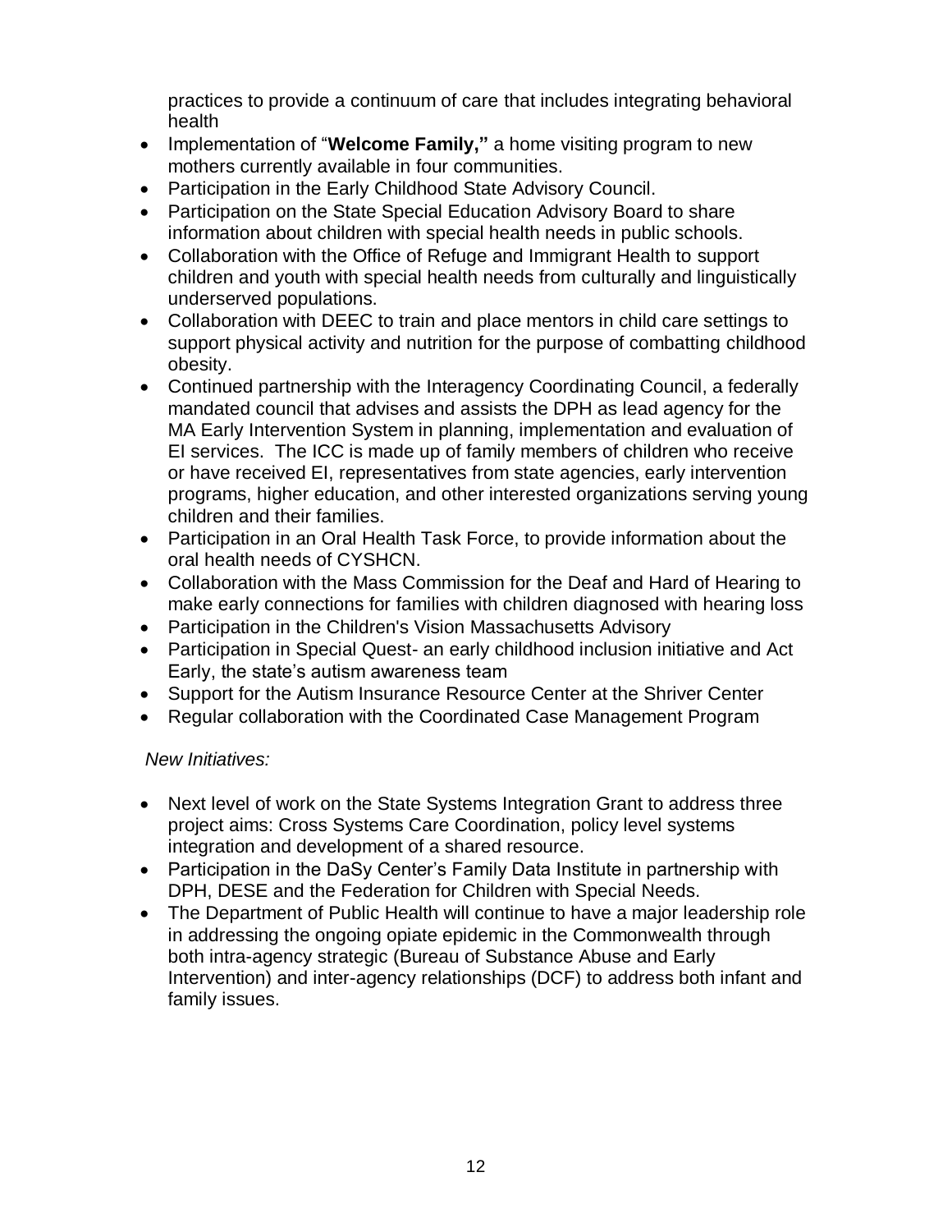practices to provide a continuum of care that includes integrating behavioral health

- Implementation of “**Welcome Family,”** a home visiting program to new mothers currently available in four communities.
- Participation in the Early Childhood State Advisory Council.
- Participation on the State Special Education Advisory Board to share information about children with special health needs in public schools.
- Collaboration with the Office of Refuge and Immigrant Health to support children and youth with special health needs from culturally and linguistically underserved populations.
- Collaboration with DEEC to train and place mentors in child care settings to support physical activity and nutrition for the purpose of combatting childhood obesity.
- Continued partnership with the Interagency Coordinating Council, a federally mandated council that advises and assists the DPH as lead agency for the MA Early Intervention System in planning, implementation and evaluation of EI services. The ICC is made up of family members of children who receive or have received EI, representatives from state agencies, early intervention programs, higher education, and other interested organizations serving young children and their families.
- Participation in an Oral Health Task Force, to provide information about the oral health needs of CYSHCN.
- Collaboration with the Mass Commission for the Deaf and Hard of Hearing to make early connections for families with children diagnosed with hearing loss
- Participation in the Children's Vision Massachusetts Advisory
- Participation in Special Quest- an early childhood inclusion initiative and Act Early, the state’s autism awareness team
- Support for the Autism Insurance Resource Center at the Shriver Center
- Regular collaboration with the Coordinated Case Management Program

*New Initiatives:*

- Next level of work on the State Systems Integration Grant to address three project aims: Cross Systems Care Coordination, policy level systems integration and development of a shared resource.
- Participation in the DaSy Center’s Family Data Institute in partnership with DPH, DESE and the Federation for Children with Special Needs.
- The Department of Public Health will continue to have a major leadership role in addressing the ongoing opiate epidemic in the Commonwealth through both intra-agency strategic (Bureau of Substance Abuse and Early Intervention) and inter-agency relationships (DCF) to address both infant and family issues.